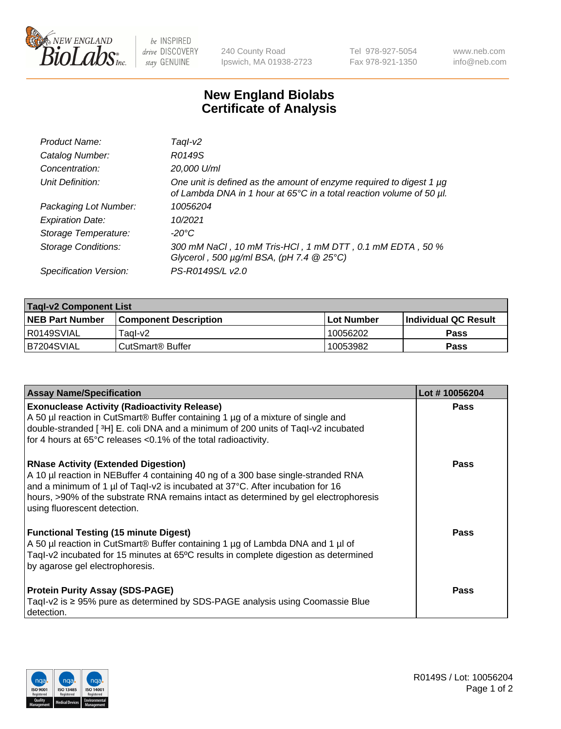NEW ENGLAND BioLabs Inc. | be INSPIRED drive DISCOVERY stay GENUINE | 240 County Road Ipswich, MA 01938-2723 | Tel 978-927-5054 Fax 978-921-1350 | www.neb.com info@neb.com

# New England Biolabs
# Certificate of Analysis

| | |
|---|---|
| *Product Name:* | *TaqI-v2* |
| *Catalog Number:* | *R0149S* |
| *Concentration:* | *20,000 U/ml* |
| *Unit Definition:* | *One unit is defined as the amount of enzyme required to digest 1 µg of Lambda DNA in 1 hour at 65°C in a total reaction volume of 50 µl.* |
| *Packaging Lot Number:* | *10056204* |
| *Expiration Date:* | *10/2021* |
| *Storage Temperature:* | *-20°C* |
| *Storage Conditions:* | *300 mM NaCl , 10 mM Tris-HCl , 1 mM DTT , 0.1 mM EDTA , 50 % Glycerol , 500 µg/ml BSA, (pH 7.4 @ 25°C)* |
| *Specification Version:* | *PS-R0149S/L v2.0* |

| TaqI-v2 Component List | | | |
|---|---|---|---|
| **NEB Part Number** | **Component Description** | **Lot Number** | **Individual QC Result** |
| R0149SVIAL | TaqI-v2 | 10056202 | **Pass** |
| B7204SVIAL | CutSmart® Buffer | 10053982 | **Pass** |

| Assay Name/Specification | Lot # 10056204 |
|---|---|
| **Exonuclease Activity (Radioactivity Release)** A 50 µl reaction in CutSmart® Buffer containing 1 µg of a mixture of single and double-stranded [ $^3$H] E. coli DNA and a minimum of 200 units of TaqI-v2 incubated for 4 hours at 65°C releases <0.1% of the total radioactivity. | **Pass** |
| **RNase Activity (Extended Digestion)** A 10 µl reaction in NEBuffer 4 containing 40 ng of a 300 base single-stranded RNA and a minimum of 1 µl of TaqI-v2 is incubated at 37°C. After incubation for 16 hours, >90% of the substrate RNA remains intact as determined by gel electrophoresis using fluorescent detection. | **Pass** |
| **Functional Testing (15 minute Digest)** A 50 µl reaction in CutSmart® Buffer containing 1 µg of Lambda DNA and 1 µl of TaqI-v2 incubated for 15 minutes at 65ºC results in complete digestion as determined by agarose gel electrophoresis. | **Pass** |
| **Protein Purity Assay (SDS-PAGE)** TaqI-v2 is ≥ 95% pure as determined by SDS-PAGE analysis using Coomassie Blue detection. | **Pass** |

R0149S / Lot: 10056204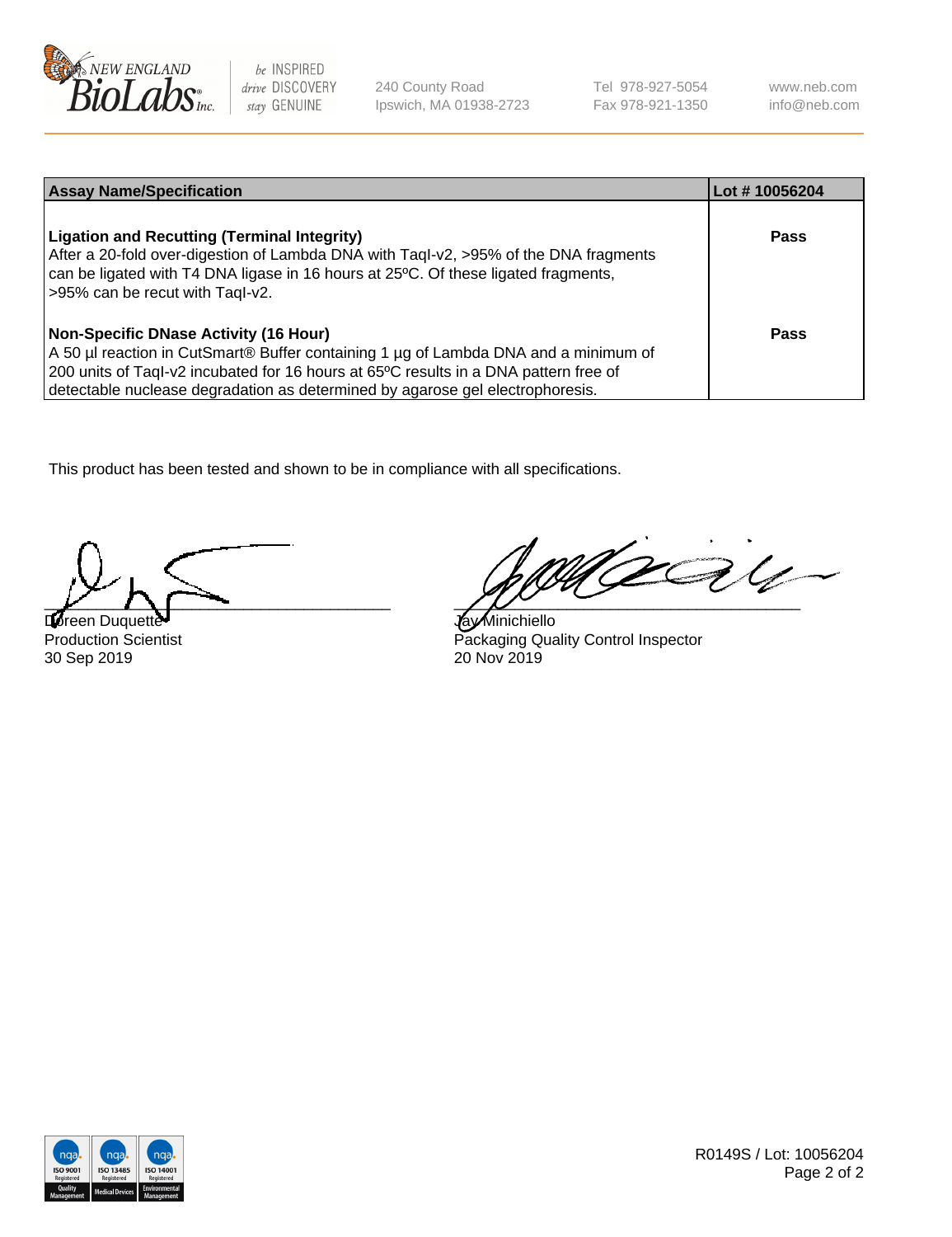240 County Road
Ipswich, MA 01938-2723

Tel 978-927-5054
Fax 978-921-1350

www.neb.com
info@neb.com

| Assay Name/Specification | Lot # 10056204 |
|---|---|
| **Ligation and Recutting (Terminal Integrity)**<br>After a 20-fold over-digestion of Lambda DNA with TaqI-v2, >95% of the DNA fragments can be ligated with T4 DNA ligase in 16 hours at 25ºC. Of these ligated fragments, >95% can be recut with TaqI-v2. | **Pass** |
| **Non-Specific DNase Activity (16 Hour)**<br>A 50 µl reaction in CutSmart® Buffer containing 1 µg of Lambda DNA and a minimum of 200 units of TaqI-v2 incubated for 16 hours at 65ºC results in a DNA pattern free of detectable nuclease degradation as determined by agarose gel electrophoresis. | **Pass** |

This product has been tested and shown to be in compliance with all specifications.

Doreen Duquette
Production Scientist
30 Sep 2019

Jay Minichiello
Packaging Quality Control Inspector
20 Nov 2019

R0149S / Lot: 10056204